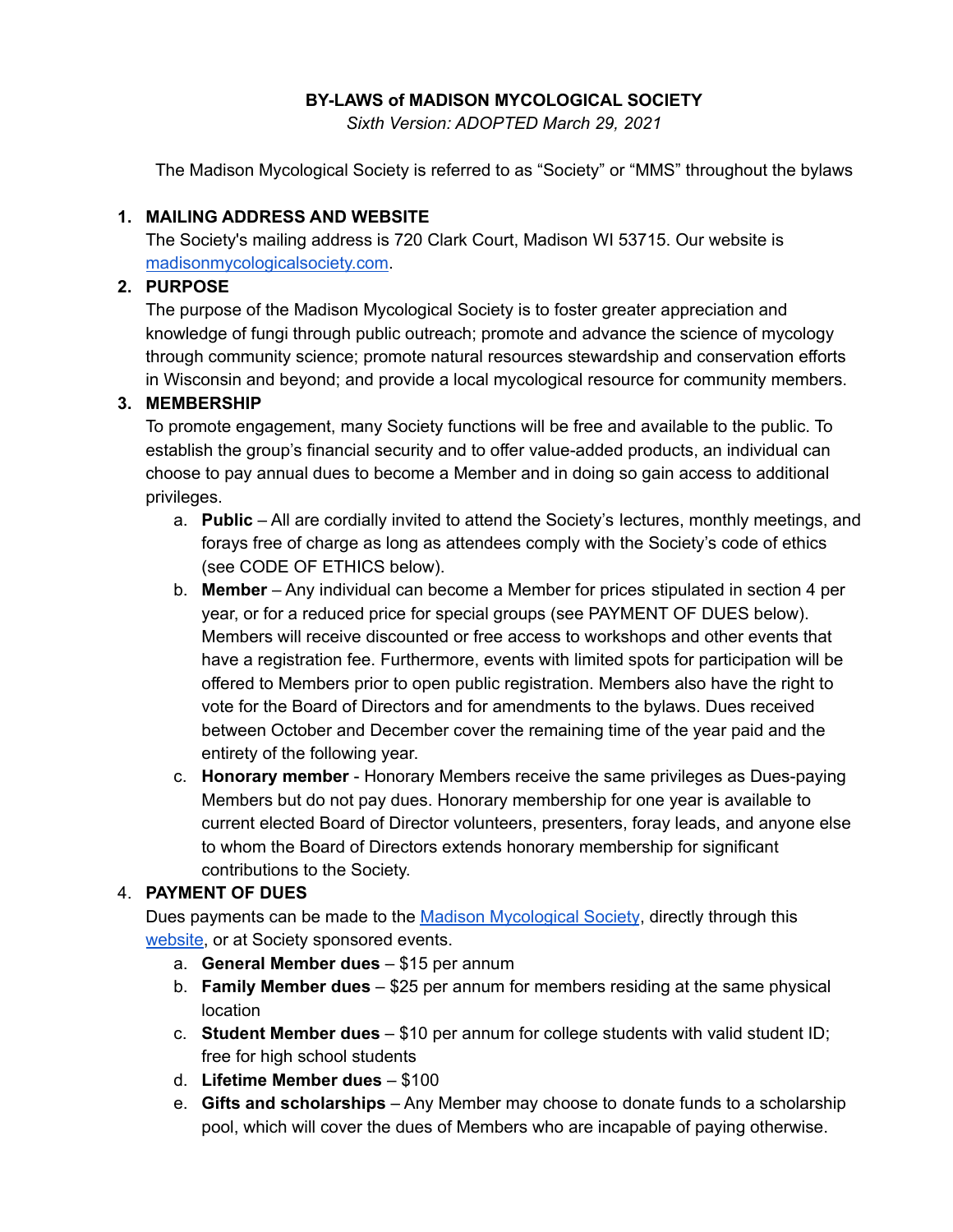# BY-LAWS of MADISON MYCOLOGICAL SOCIETY

*Sixth Version: ADOPTED March 29, 2021*

The Madison Mycological Society is referred to as "Society" or "MMS" throughout the bylaws

1. **MAILING ADDRESS AND WEBSITE**
   The Society's mailing address is 720 Clark Court, Madison WI 53715. Our website is [madisonmycologicalsociety.com](madisonmycologicalsociety.com).

2. **PURPOSE**
   The purpose of the Madison Mycological Society is to foster greater appreciation and knowledge of fungi through public outreach; promote and advance the science of mycology through community science; promote natural resources stewardship and conservation efforts in Wisconsin and beyond; and provide a local mycological resource for community members.

3. **MEMBERSHIP**
   To promote engagement, many Society functions will be free and available to the public. To establish the group's financial security and to offer value-added products, an individual can choose to pay annual dues to become a Member and in doing so gain access to additional privileges.
   a. **Public** – All are cordially invited to attend the Society's lectures, monthly meetings, and forays free of charge as long as attendees comply with the Society's code of ethics (see CODE OF ETHICS below).
   b. **Member** – Any individual can become a Member for prices stipulated in section 4 per year, or for a reduced price for special groups (see PAYMENT OF DUES below). Members will receive discounted or free access to workshops and other events that have a registration fee. Furthermore, events with limited spots for participation will be offered to Members prior to open public registration. Members also have the right to vote for the Board of Directors and for amendments to the bylaws. Dues received between October and December cover the remaining time of the year paid and the entirety of the following year.
   c. **Honorary member** - Honorary Members receive the same privileges as Dues-paying Members but do not pay dues. Honorary membership for one year is available to current elected Board of Director volunteers, presenters, foray leads, and anyone else to whom the Board of Directors extends honorary membership for significant contributions to the Society.

4. **PAYMENT OF DUES**
   Dues payments can be made to the Madison Mycological Society, directly through this website, or at Society sponsored events.
   a. **General Member dues** – $15 per annum
   b. **Family Member dues** – $25 per annum for members residing at the same physical location
   c. **Student Member dues** – $10 per annum for college students with valid student ID; free for high school students
   d. **Lifetime Member dues** – $100
   e. **Gifts and scholarships** – Any Member may choose to donate funds to a scholarship pool, which will cover the dues of Members who are incapable of paying otherwise.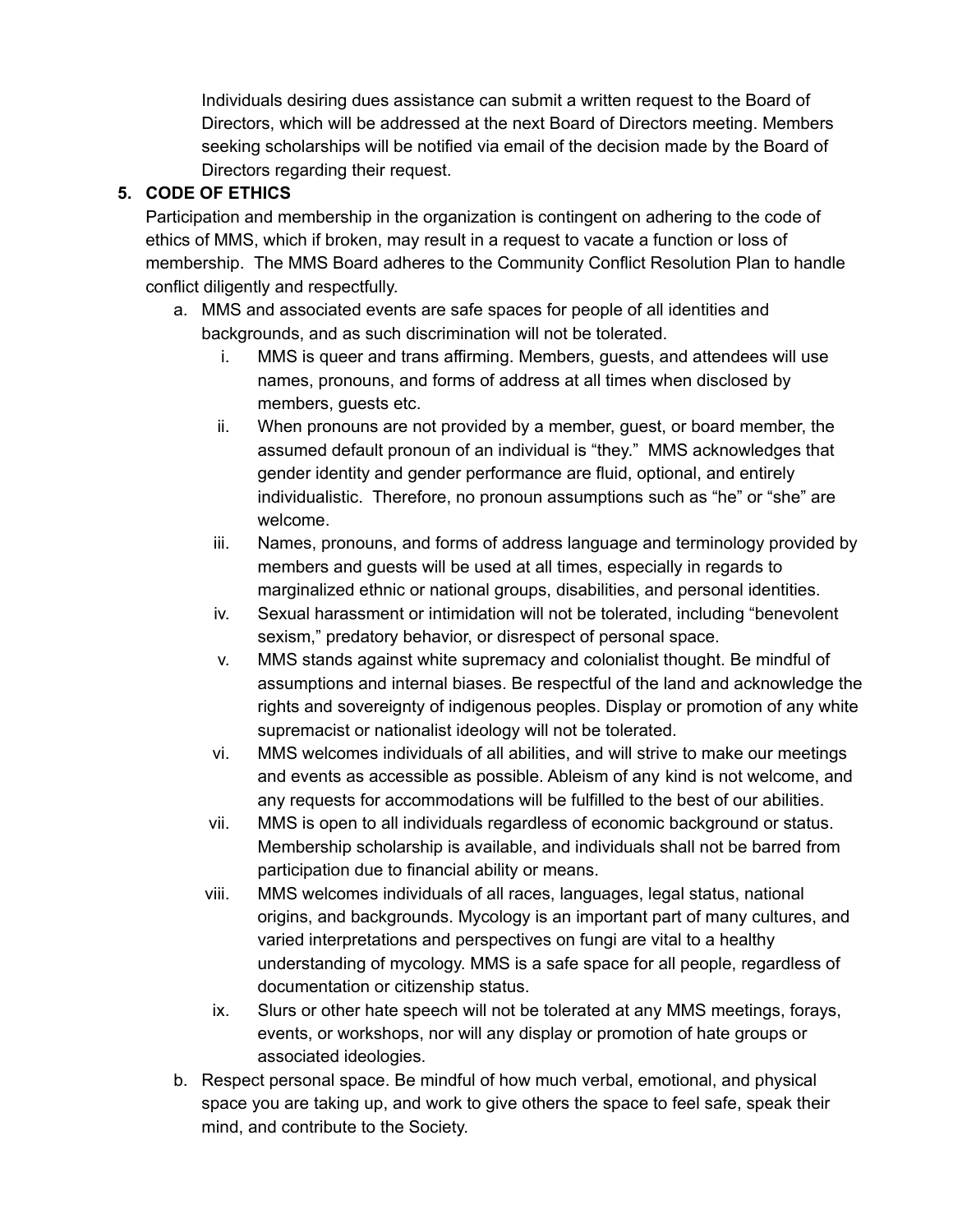Individuals desiring dues assistance can submit a written request to the Board of Directors, which will be addressed at the next Board of Directors meeting. Members seeking scholarships will be notified via email of the decision made by the Board of Directors regarding their request.

5. **CODE OF ETHICS**

   Participation and membership in the organization is contingent on adhering to the code of ethics of MMS, which if broken, may result in a request to vacate a function or loss of membership. The MMS Board adheres to the Community Conflict Resolution Plan to handle conflict diligently and respectfully.

   a. MMS and associated events are safe spaces for people of all identities and backgrounds, and as such discrimination will not be tolerated.
      i. MMS is queer and trans affirming. Members, guests, and attendees will use names, pronouns, and forms of address at all times when disclosed by members, guests etc.
      ii. When pronouns are not provided by a member, guest, or board member, the assumed default pronoun of an individual is "they." MMS acknowledges that gender identity and gender performance are fluid, optional, and entirely individualistic. Therefore, no pronoun assumptions such as "he" or "she" are welcome.
      iii. Names, pronouns, and forms of address language and terminology provided by members and guests will be used at all times, especially in regards to marginalized ethnic or national groups, disabilities, and personal identities.
      iv. Sexual harassment or intimidation will not be tolerated, including "benevolent sexism," predatory behavior, or disrespect of personal space.
      v. MMS stands against white supremacy and colonialist thought. Be mindful of assumptions and internal biases. Be respectful of the land and acknowledge the rights and sovereignty of indigenous peoples. Display or promotion of any white supremacist or nationalist ideology will not be tolerated.
      vi. MMS welcomes individuals of all abilities, and will strive to make our meetings and events as accessible as possible. Ableism of any kind is not welcome, and any requests for accommodations will be fulfilled to the best of our abilities.
      vii. MMS is open to all individuals regardless of economic background or status. Membership scholarship is available, and individuals shall not be barred from participation due to financial ability or means.
      viii. MMS welcomes individuals of all races, languages, legal status, national origins, and backgrounds. Mycology is an important part of many cultures, and varied interpretations and perspectives on fungi are vital to a healthy understanding of mycology. MMS is a safe space for all people, regardless of documentation or citizenship status.
      ix. Slurs or other hate speech will not be tolerated at any MMS meetings, forays, events, or workshops, nor will any display or promotion of hate groups or associated ideologies.

   b. Respect personal space. Be mindful of how much verbal, emotional, and physical space you are taking up, and work to give others the space to feel safe, speak their mind, and contribute to the Society.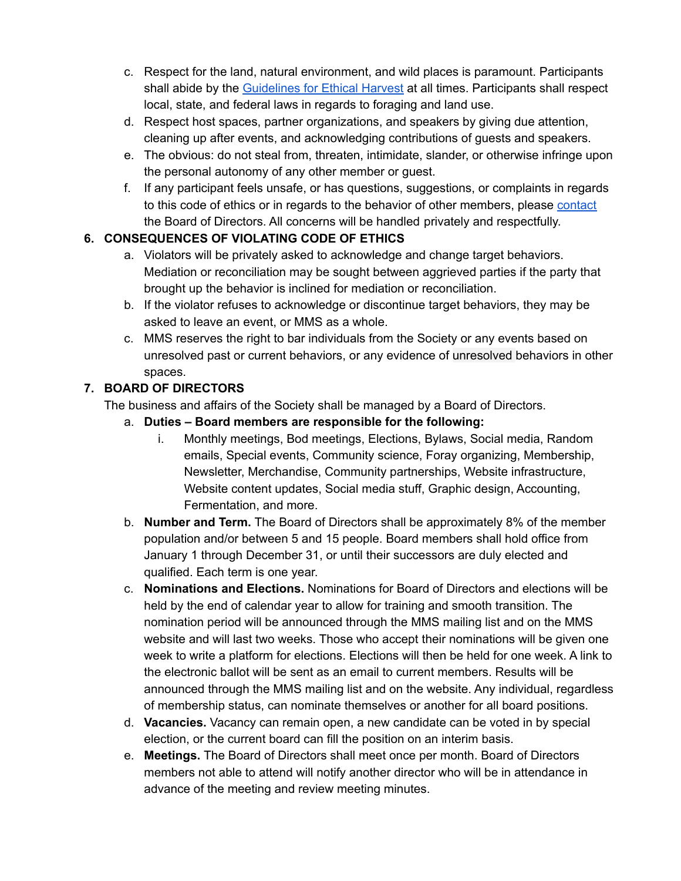c. Respect for the land, natural environment, and wild places is paramount. Participants shall abide by the [Guidelines for Ethical Harvest]() at all times. Participants shall respect local, state, and federal laws in regards to foraging and land use.

d. Respect host spaces, partner organizations, and speakers by giving due attention, cleaning up after events, and acknowledging contributions of guests and speakers.

e. The obvious: do not steal from, threaten, intimidate, slander, or otherwise infringe upon the personal autonomy of any other member or guest.

f. If any participant feels unsafe, or has questions, suggestions, or complaints in regards to this code of ethics or in regards to the behavior of other members, please [contact]() the Board of Directors. All concerns will be handled privately and respectfully.

## 6. CONSEQUENCES OF VIOLATING CODE OF ETHICS

a. Violators will be privately asked to acknowledge and change target behaviors. Mediation or reconciliation may be sought between aggrieved parties if the party that brought up the behavior is inclined for mediation or reconciliation.

b. If the violator refuses to acknowledge or discontinue target behaviors, they may be asked to leave an event, or MMS as a whole.

c. MMS reserves the right to bar individuals from the Society or any events based on unresolved past or current behaviors, or any evidence of unresolved behaviors in other spaces.

## 7. BOARD OF DIRECTORS

The business and affairs of the Society shall be managed by a Board of Directors.

a. **Duties – Board members are responsible for the following:**

   i. Monthly meetings, Bod meetings, Elections, Bylaws, Social media, Random emails, Special events, Community science, Foray organizing, Membership, Newsletter, Merchandise, Community partnerships, Website infrastructure, Website content updates, Social media stuff, Graphic design, Accounting, Fermentation, and more.

b. **Number and Term.** The Board of Directors shall be approximately 8% of the member population and/or between 5 and 15 people. Board members shall hold office from January 1 through December 31, or until their successors are duly elected and qualified. Each term is one year.

c. **Nominations and Elections.** Nominations for Board of Directors and elections will be held by the end of calendar year to allow for training and smooth transition. The nomination period will be announced through the MMS mailing list and on the MMS website and will last two weeks. Those who accept their nominations will be given one week to write a platform for elections. Elections will then be held for one week. A link to the electronic ballot will be sent as an email to current members. Results will be announced through the MMS mailing list and on the website. Any individual, regardless of membership status, can nominate themselves or another for all board positions.

d. **Vacancies.** Vacancy can remain open, a new candidate can be voted in by special election, or the current board can fill the position on an interim basis.

e. **Meetings.** The Board of Directors shall meet once per month. Board of Directors members not able to attend will notify another director who will be in attendance in advance of the meeting and review meeting minutes.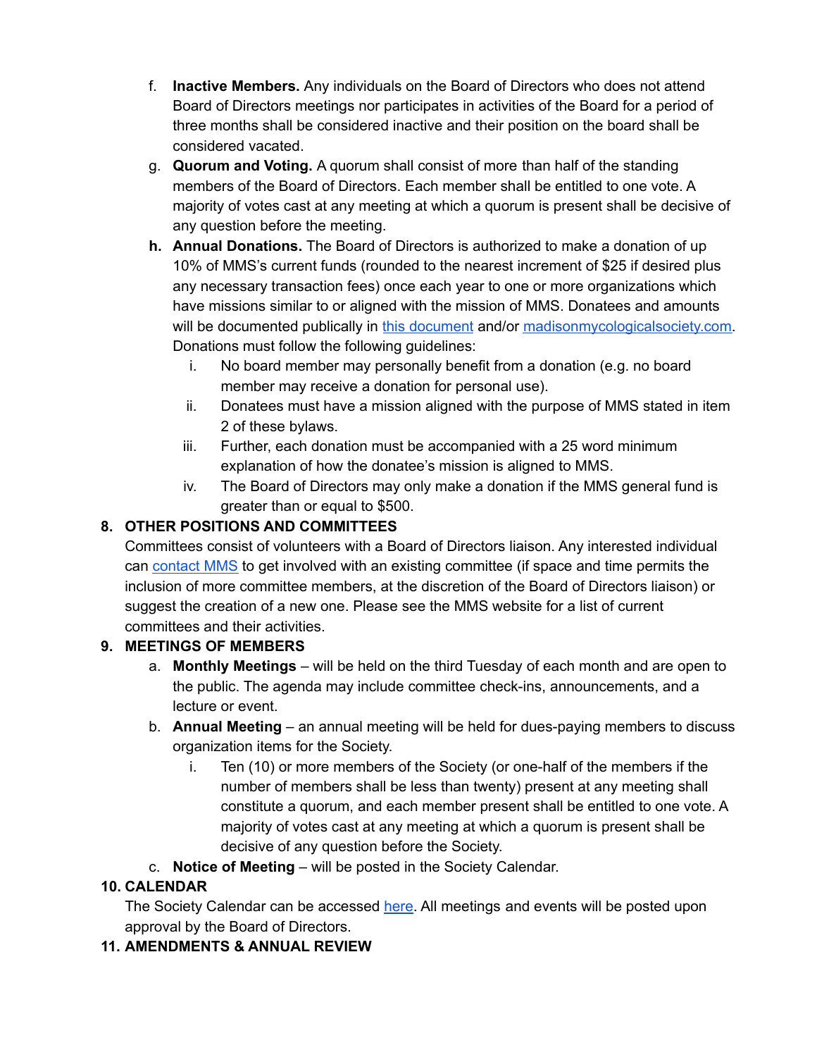f. **Inactive Members.** Any individuals on the Board of Directors who does not attend Board of Directors meetings nor participates in activities of the Board for a period of three months shall be considered inactive and their position on the board shall be considered vacated.

g. **Quorum and Voting.** A quorum shall consist of more than half of the standing members of the Board of Directors. Each member shall be entitled to one vote. A majority of votes cast at any meeting at which a quorum is present shall be decisive of any question before the meeting.

**h. Annual Donations.** The Board of Directors is authorized to make a donation of up 10% of MMS's current funds (rounded to the nearest increment of $25 if desired plus any necessary transaction fees) once each year to one or more organizations which have missions similar to or aligned with the mission of MMS. Donatees and amounts will be documented publically in this document and/or madisonmycologicalsociety.com. Donations must follow the following guidelines:

   i. No board member may personally benefit from a donation (e.g. no board member may receive a donation for personal use).

   ii. Donatees must have a mission aligned with the purpose of MMS stated in item 2 of these bylaws.

   iii. Further, each donation must be accompanied with a 25 word minimum explanation of how the donatee's mission is aligned to MMS.

   iv. The Board of Directors may only make a donation if the MMS general fund is greater than or equal to $500.

## 8. OTHER POSITIONS AND COMMITTEES

Committees consist of volunteers with a Board of Directors liaison. Any interested individual can contact MMS to get involved with an existing committee (if space and time permits the inclusion of more committee members, at the discretion of the Board of Directors liaison) or suggest the creation of a new one. Please see the MMS website for a list of current committees and their activities.

## 9. MEETINGS OF MEMBERS

a. **Monthly Meetings** – will be held on the third Tuesday of each month and are open to the public. The agenda may include committee check-ins, announcements, and a lecture or event.

b. **Annual Meeting** – an annual meeting will be held for dues-paying members to discuss organization items for the Society.

   i. Ten (10) or more members of the Society (or one-half of the members if the number of members shall be less than twenty) present at any meeting shall constitute a quorum, and each member present shall be entitled to one vote. A majority of votes cast at any meeting at which a quorum is present shall be decisive of any question before the Society.

c. **Notice of Meeting** – will be posted in the Society Calendar.

## 10. CALENDAR

The Society Calendar can be accessed here. All meetings and events will be posted upon approval by the Board of Directors.

## 11. AMENDMENTS & ANNUAL REVIEW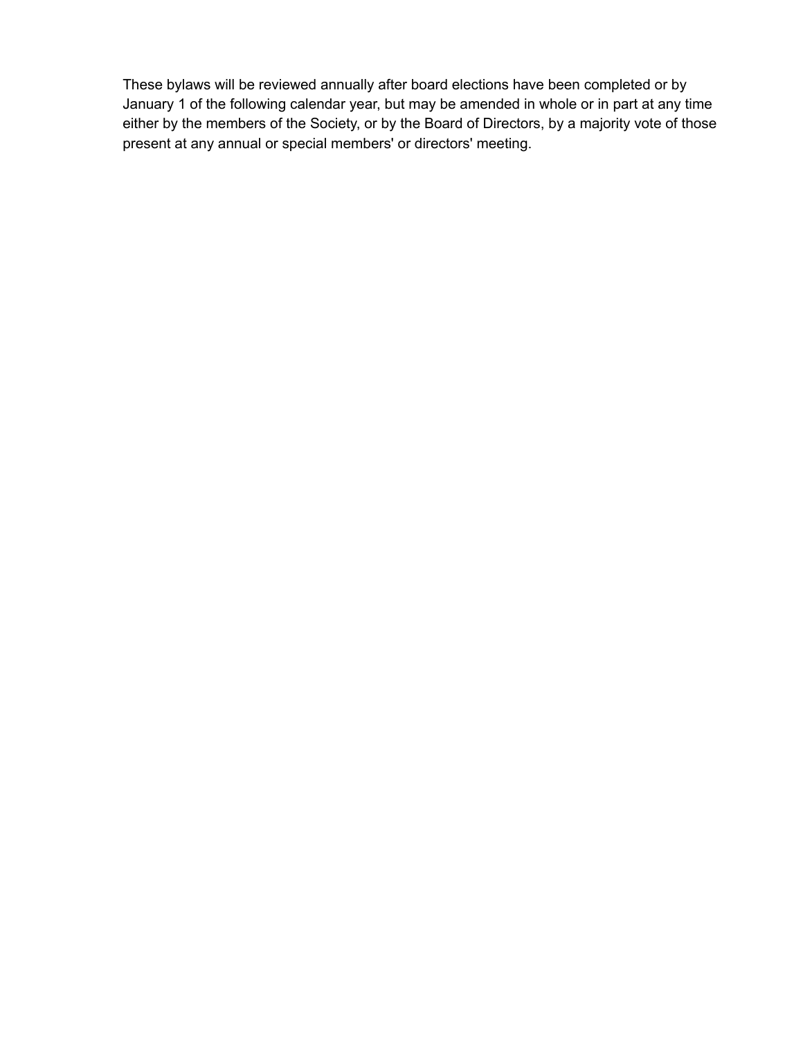These bylaws will be reviewed annually after board elections have been completed or by January 1 of the following calendar year, but may be amended in whole or in part at any time either by the members of the Society, or by the Board of Directors, by a majority vote of those present at any annual or special members' or directors' meeting.